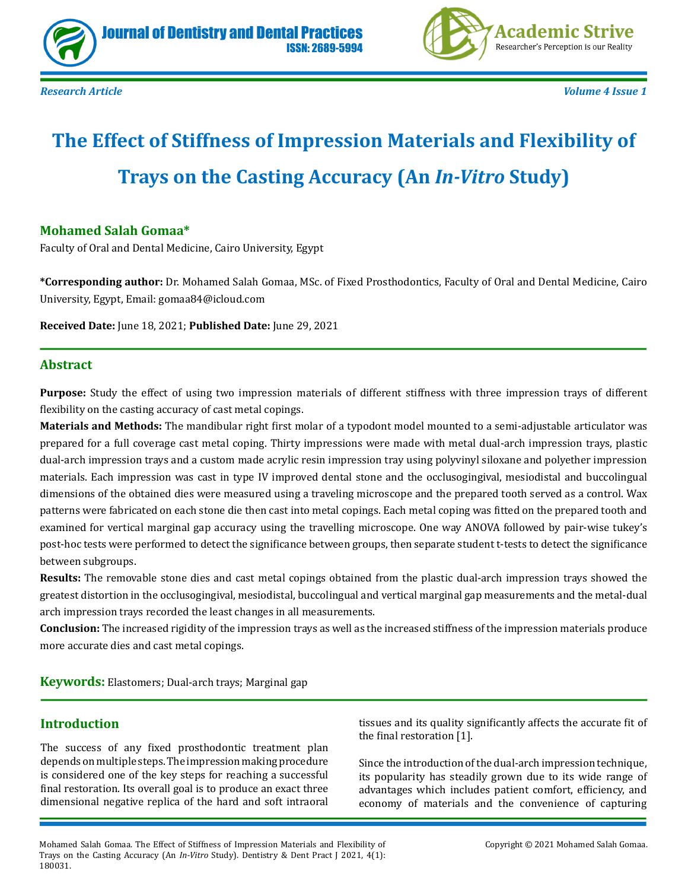Research Article

# The Effect of Stiffness of Impression Materials and Flexibility of Trays on the Casting Accuracy (An *In-Vitro* Study)

**Mohamed Salah Gomaa***

Faculty of Oral and Dental Medicine, Cairo University, Egypt

***Corresponding author:** Dr. Mohamed Salah Gomaa, MSc. of Fixed Prosthodontics, Faculty of Oral and Dental Medicine, Cairo University, Egypt, Email: gomaa84@icloud.com

**Received Date:** June 18, 2021; **Published Date:** June 29, 2021

## Abstract

**Purpose:** Study the effect of using two impression materials of different stiffness with three impression trays of different flexibility on the casting accuracy of cast metal copings.

**Materials and Methods:** The mandibular right first molar of a typodont model mounted to a semi-adjustable articulator was prepared for a full coverage cast metal coping. Thirty impressions were made with metal dual-arch impression trays, plastic dual-arch impression trays and a custom made acrylic resin impression tray using polyvinyl siloxane and polyether impression materials. Each impression was cast in type IV improved dental stone and the occlusogingival, mesiodistal and buccolingual dimensions of the obtained dies were measured using a traveling microscope and the prepared tooth served as a control. Wax patterns were fabricated on each stone die then cast into metal copings. Each metal coping was fitted on the prepared tooth and examined for vertical marginal gap accuracy using the travelling microscope. One way ANOVA followed by pair-wise tukey's post-hoc tests were performed to detect the significance between groups, then separate student t-tests to detect the significance between subgroups.

**Results:** The removable stone dies and cast metal copings obtained from the plastic dual-arch impression trays showed the greatest distortion in the occlusogingival, mesiodistal, buccolingual and vertical marginal gap measurements and the metal-dual arch impression trays recorded the least changes in all measurements.

**Conclusion:** The increased rigidity of the impression trays as well as the increased stiffness of the impression materials produce more accurate dies and cast metal copings.

**Keywords:** Elastomers; Dual-arch trays; Marginal gap

## Introduction

The success of any fixed prosthodontic treatment plan depends on multiple steps. The impression making procedure is considered one of the key steps for reaching a successful final restoration. Its overall goal is to produce an exact three dimensional negative replica of the hard and soft intraoral tissues and its quality significantly affects the accurate fit of the final restoration [1].

Since the introduction of the dual-arch impression technique, its popularity has steadily grown due to its wide range of advantages which includes patient comfort, efficiency, and economy of materials and the convenience of capturing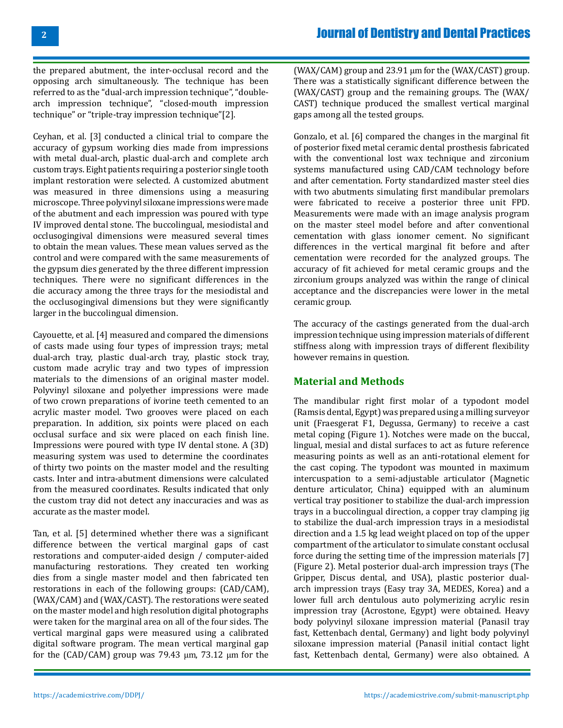the prepared abutment, the inter-occlusal record and the opposing arch simultaneously. The technique has been referred to as the "dual-arch impression technique", "double-arch impression technique", "closed-mouth impression technique" or "triple-tray impression technique"[2].

Ceyhan, et al. [3] conducted a clinical trial to compare the accuracy of gypsum working dies made from impressions with metal dual-arch, plastic dual-arch and complete arch custom trays. Eight patients requiring a posterior single tooth implant restoration were selected. A customized abutment was measured in three dimensions using a measuring microscope. Three polyvinyl siloxane impressions were made of the abutment and each impression was poured with type IV improved dental stone. The buccolingual, mesiodistal and occlusogingival dimensions were measured several times to obtain the mean values. These mean values served as the control and were compared with the same measurements of the gypsum dies generated by the three different impression techniques. There were no significant differences in the die accuracy among the three trays for the mesiodistal and the occlusogingival dimensions but they were significantly larger in the buccolingual dimension.

Cayouette, et al. [4] measured and compared the dimensions of casts made using four types of impression trays; metal dual-arch tray, plastic dual-arch tray, plastic stock tray, custom made acrylic tray and two types of impression materials to the dimensions of an original master model. Polyvinyl siloxane and polyether impressions were made of two crown preparations of ivorine teeth cemented to an acrylic master model. Two grooves were placed on each preparation. In addition, six points were placed on each occlusal surface and six were placed on each finish line. Impressions were poured with type IV dental stone. A (3D) measuring system was used to determine the coordinates of thirty two points on the master model and the resulting casts. Inter and intra-abutment dimensions were calculated from the measured coordinates. Results indicated that only the custom tray did not detect any inaccuracies and was as accurate as the master model.

Tan, et al. [5] determined whether there was a significant difference between the vertical marginal gaps of cast restorations and computer-aided design / computer-aided manufacturing restorations. They created ten working dies from a single master model and then fabricated ten restorations in each of the following groups: (CAD/CAM), (WAX/CAM) and (WAX/CAST). The restorations were seated on the master model and high resolution digital photographs were taken for the marginal area on all of the four sides. The vertical marginal gaps were measured using a calibrated digital software program. The mean vertical marginal gap for the (CAD/CAM) group was 79.43 μm, 73.12 μm for the (WAX/CAM) group and 23.91 μm for the (WAX/CAST) group. There was a statistically significant difference between the (WAX/CAST) group and the remaining groups. The (WAX/CAST) technique produced the smallest vertical marginal gaps among all the tested groups.

Gonzalo, et al. [6] compared the changes in the marginal fit of posterior fixed metal ceramic dental prosthesis fabricated with the conventional lost wax technique and zirconium systems manufactured using CAD/CAM technology before and after cementation. Forty standardized master steel dies with two abutments simulating first mandibular premolars were fabricated to receive a posterior three unit FPD. Measurements were made with an image analysis program on the master steel model before and after conventional cementation with glass ionomer cement. No significant differences in the vertical marginal fit before and after cementation were recorded for the analyzed groups. The accuracy of fit achieved for metal ceramic groups and the zirconium groups analyzed was within the range of clinical acceptance and the discrepancies were lower in the metal ceramic group.

The accuracy of the castings generated from the dual-arch impression technique using impression materials of different stiffness along with impression trays of different flexibility however remains in question.

## Material and Methods

The mandibular right first molar of a typodont model (Ramsis dental, Egypt) was prepared using a milling surveyor unit (Fraesgerat F1, Degussa, Germany) to receive a cast metal coping (Figure 1). Notches were made on the buccal, lingual, mesial and distal surfaces to act as future reference measuring points as well as an anti-rotational element for the cast coping. The typodont was mounted in maximum intercuspation to a semi-adjustable articulator (Magnetic denture articulator, China) equipped with an aluminum vertical tray positioner to stabilize the dual-arch impression trays in a buccolingual direction, a copper tray clamping jig to stabilize the dual-arch impression trays in a mesiodistal direction and a 1.5 kg lead weight placed on top of the upper compartment of the articulator to simulate constant occlusal force during the setting time of the impression materials [7] (Figure 2). Metal posterior dual-arch impression trays (The Gripper, Discus dental, and USA), plastic posterior dual-arch impression trays (Easy tray 3A, MEDES, Korea) and a lower full arch dentulous auto polymerizing acrylic resin impression tray (Acrostone, Egypt) were obtained. Heavy body polyvinyl siloxane impression material (Panasil tray fast, Kettenbach dental, Germany) and light body polyvinyl siloxane impression material (Panasil initial contact light fast, Kettenbach dental, Germany) were also obtained. A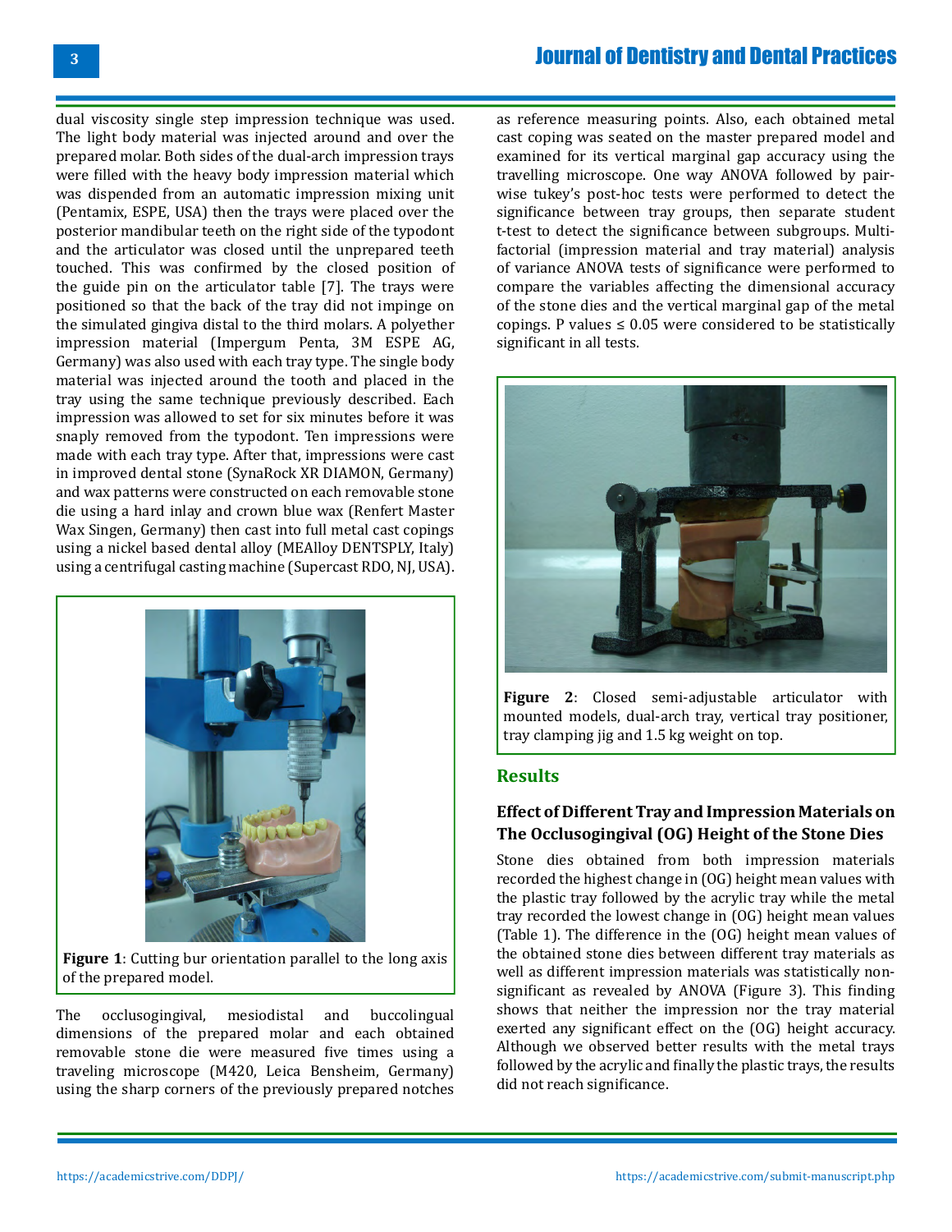dual viscosity single step impression technique was used. The light body material was injected around and over the prepared molar. Both sides of the dual-arch impression trays were filled with the heavy body impression material which was dispended from an automatic impression mixing unit (Pentamix, ESPE, USA) then the trays were placed over the posterior mandibular teeth on the right side of the typodont and the articulator was closed until the unprepared teeth touched. This was confirmed by the closed position of the guide pin on the articulator table [7]. The trays were positioned so that the back of the tray did not impinge on the simulated gingiva distal to the third molars. A polyether impression material (Impergum Penta, 3M ESPE AG, Germany) was also used with each tray type. The single body material was injected around the tooth and placed in the tray using the same technique previously described. Each impression was allowed to set for six minutes before it was snaply removed from the typodont. Ten impressions were made with each tray type. After that, impressions were cast in improved dental stone (SynaRock XR DIAMON, Germany) and wax patterns were constructed on each removable stone die using a hard inlay and crown blue wax (Renfert Master Wax Singen, Germany) then cast into full metal cast copings using a nickel based dental alloy (MEAlloy DENTSPLY, Italy) using a centrifugal casting machine (Supercast RDO, NJ, USA).

**Figure 1**: Cutting bur orientation parallel to the long axis of the prepared model.

The occlusogingival, mesiodistal and buccolingual dimensions of the prepared molar and each obtained removable stone die were measured five times using a traveling microscope (M420, Leica Bensheim, Germany) using the sharp corners of the previously prepared notches as reference measuring points. Also, each obtained metal cast coping was seated on the master prepared model and examined for its vertical marginal gap accuracy using the travelling microscope. One way ANOVA followed by pair-wise tukey's post-hoc tests were performed to detect the significance between tray groups, then separate student t-test to detect the significance between subgroups. Multi-factorial (impression material and tray material) analysis of variance ANOVA tests of significance were performed to compare the variables affecting the dimensional accuracy of the stone dies and the vertical marginal gap of the metal copings. P values ≤ 0.05 were considered to be statistically significant in all tests.

**Figure 2**: Closed semi-adjustable articulator with mounted models, dual-arch tray, vertical tray positioner, tray clamping jig and 1.5 kg weight on top.

## Results

### Effect of Different Tray and Impression Materials on The Occlusogingival (OG) Height of the Stone Dies

Stone dies obtained from both impression materials recorded the highest change in (OG) height mean values with the plastic tray followed by the acrylic tray while the metal tray recorded the lowest change in (OG) height mean values (Table 1). The difference in the (OG) height mean values of the obtained stone dies between different tray materials as well as different impression materials was statistically non-significant as revealed by ANOVA (Figure 3). This finding shows that neither the impression nor the tray material exerted any significant effect on the (OG) height accuracy. Although we observed better results with the metal trays followed by the acrylic and finally the plastic trays, the results did not reach significance.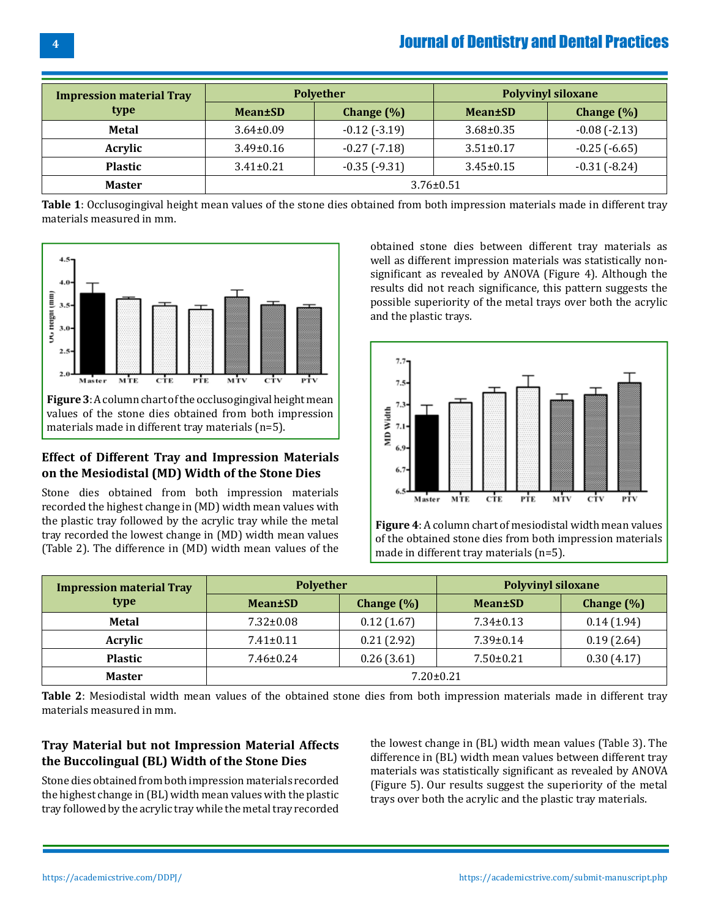| Impression material Tray type | Polyether | | Polyvinyl siloxane | |
|---|---|---|---|---|
| | Mean±SD | Change (%) | Mean±SD | Change (%) |
| Metal | 3.64±0.09 | -0.12 (-3.19) | 3.68±0.35 | -0.08 (-2.13) |
| Acrylic | 3.49±0.16 | -0.27 (-7.18) | 3.51±0.17 | -0.25 (-6.65) |
| Plastic | 3.41±0.21 | -0.35 (-9.31) | 3.45±0.15 | -0.31 (-8.24) |
| Master | 3.76±0.51 | | | |

**Table 1**: Occlusogingival height mean values of the stone dies obtained from both impression materials made in different tray materials measured in mm.

**Figure 3**: A column chart of the occlusogingival height mean values of the stone dies obtained from both impression materials made in different tray materials (n=5).

### Effect of Different Tray and Impression Materials on the Mesiodistal (MD) Width of the Stone Dies

Stone dies obtained from both impression materials recorded the highest change in (MD) width mean values with the plastic tray followed by the acrylic tray while the metal tray recorded the lowest change in (MD) width mean values (Table 2). The difference in (MD) width mean values of the obtained stone dies between different tray materials as well as different impression materials was statistically non-significant as revealed by ANOVA (Figure 4). Although the results did not reach significance, this pattern suggests the possible superiority of the metal trays over both the acrylic and the plastic trays.

**Figure 4**: A column chart of mesiodistal width mean values of the obtained stone dies from both impression materials made in different tray materials (n=5).

| Impression material Tray type | Polyether | | Polyvinyl siloxane | |
|---|---|---|---|---|
| | Mean±SD | Change (%) | Mean±SD | Change (%) |
| Metal | 7.32±0.08 | 0.12 (1.67) | 7.34±0.13 | 0.14 (1.94) |
| Acrylic | 7.41±0.11 | 0.21 (2.92) | 7.39±0.14 | 0.19 (2.64) |
| Plastic | 7.46±0.24 | 0.26 (3.61) | 7.50±0.21 | 0.30 (4.17) |
| Master | 7.20±0.21 | | | |

**Table 2**: Mesiodistal width mean values of the obtained stone dies from both impression materials made in different tray materials measured in mm.

### Tray Material but not Impression Material Affects the Buccolingual (BL) Width of the Stone Dies

Stone dies obtained from both impression materials recorded the highest change in (BL) width mean values with the plastic tray followed by the acrylic tray while the metal tray recorded the lowest change in (BL) width mean values (Table 3). The difference in (BL) width mean values between different tray materials was statistically significant as revealed by ANOVA (Figure 5). Our results suggest the superiority of the metal trays over both the acrylic and the plastic tray materials.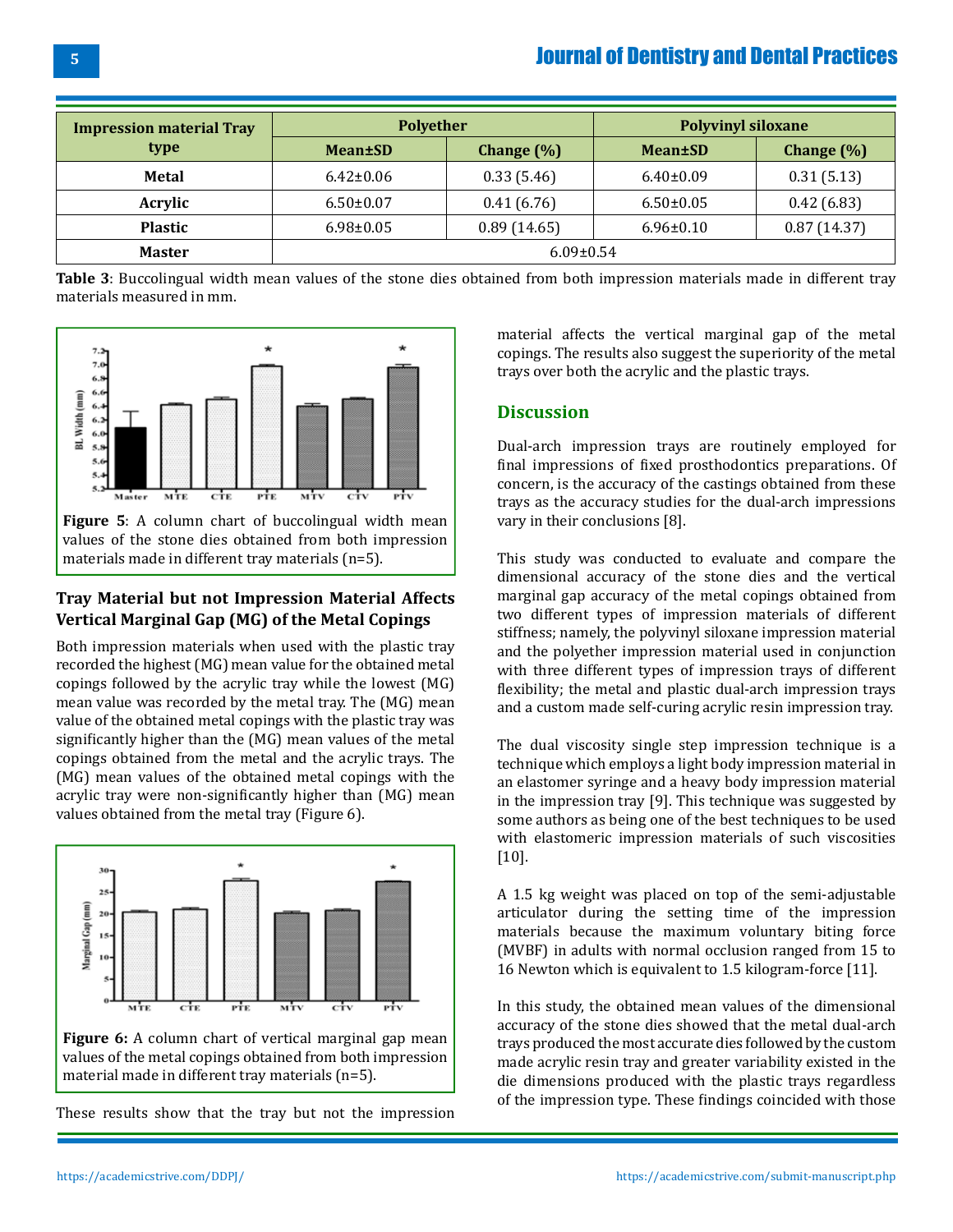| Impression material Tray type | Polyether | | Polyvinyl siloxane | |
|---|---|---|---|---|
| | Mean±SD | Change (%) | Mean±SD | Change (%) |
| Metal | 6.42±0.06 | 0.33 (5.46) | 6.40±0.09 | 0.31 (5.13) |
| Acrylic | 6.50±0.07 | 0.41 (6.76) | 6.50±0.05 | 0.42 (6.83) |
| Plastic | 6.98±0.05 | 0.89 (14.65) | 6.96±0.10 | 0.87 (14.37) |
| Master | 6.09±0.54 | | | |

**Table 3**: Buccolingual width mean values of the stone dies obtained from both impression materials made in different tray materials measured in mm.

**Figure 5**: A column chart of buccolingual width mean values of the stone dies obtained from both impression materials made in different tray materials (n=5).

### Tray Material but not Impression Material Affects Vertical Marginal Gap (MG) of the Metal Copings

Both impression materials when used with the plastic tray recorded the highest (MG) mean value for the obtained metal copings followed by the acrylic tray while the lowest (MG) mean value was recorded by the metal tray. The (MG) mean value of the obtained metal copings with the plastic tray was significantly higher than the (MG) mean values of the metal copings obtained from the metal and the acrylic trays. The (MG) mean values of the obtained metal copings with the acrylic tray were non-significantly higher than (MG) mean values obtained from the metal tray (Figure 6).

**Figure 6:** A column chart of vertical marginal gap mean values of the metal copings obtained from both impression material made in different tray materials (n=5).

These results show that the tray but not the impression material affects the vertical marginal gap of the metal copings. The results also suggest the superiority of the metal trays over both the acrylic and the plastic trays.

## Discussion

Dual-arch impression trays are routinely employed for final impressions of fixed prosthodontics preparations. Of concern, is the accuracy of the castings obtained from these trays as the accuracy studies for the dual-arch impressions vary in their conclusions [8].

This study was conducted to evaluate and compare the dimensional accuracy of the stone dies and the vertical marginal gap accuracy of the metal copings obtained from two different types of impression materials of different stiffness; namely, the polyvinyl siloxane impression material and the polyether impression material used in conjunction with three different types of impression trays of different flexibility; the metal and plastic dual-arch impression trays and a custom made self-curing acrylic resin impression tray.

The dual viscosity single step impression technique is a technique which employs a light body impression material in an elastomer syringe and a heavy body impression material in the impression tray [9]. This technique was suggested by some authors as being one of the best techniques to be used with elastomeric impression materials of such viscosities [10].

A 1.5 kg weight was placed on top of the semi-adjustable articulator during the setting time of the impression materials because the maximum voluntary biting force (MVBF) in adults with normal occlusion ranged from 15 to 16 Newton which is equivalent to 1.5 kilogram-force [11].

In this study, the obtained mean values of the dimensional accuracy of the stone dies showed that the metal dual-arch trays produced the most accurate dies followed by the custom made acrylic resin tray and greater variability existed in the die dimensions produced with the plastic trays regardless of the impression type. These findings coincided with those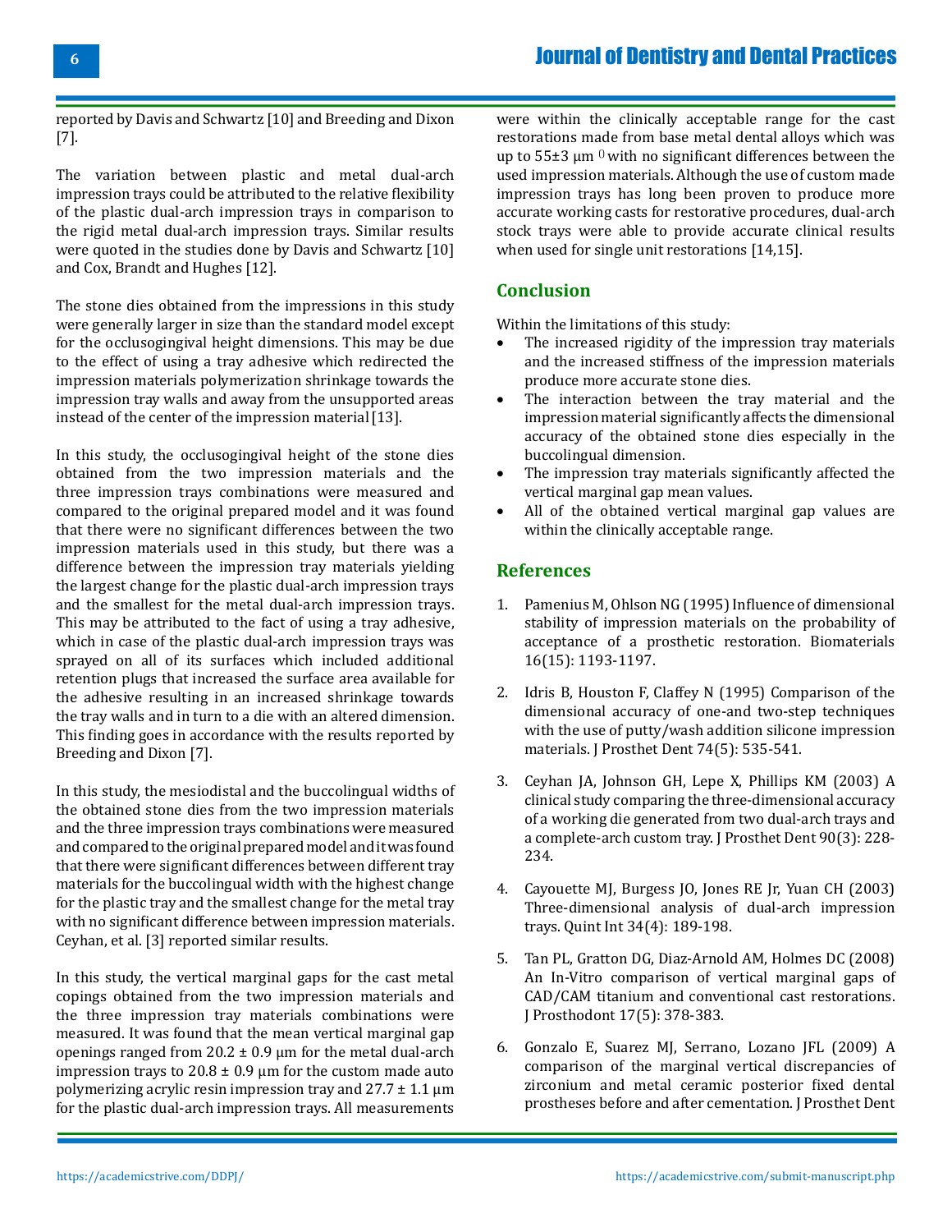reported by Davis and Schwartz [10] and Breeding and Dixon [7].

The variation between plastic and metal dual-arch impression trays could be attributed to the relative flexibility of the plastic dual-arch impression trays in comparison to the rigid metal dual-arch impression trays. Similar results were quoted in the studies done by Davis and Schwartz [10] and Cox, Brandt and Hughes [12].

The stone dies obtained from the impressions in this study were generally larger in size than the standard model except for the occlusogingival height dimensions. This may be due to the effect of using a tray adhesive which redirected the impression materials polymerization shrinkage towards the impression tray walls and away from the unsupported areas instead of the center of the impression material [13].

In this study, the occlusogingival height of the stone dies obtained from the two impression materials and the three impression trays combinations were measured and compared to the original prepared model and it was found that there were no significant differences between the two impression materials used in this study, but there was a difference between the impression tray materials yielding the largest change for the plastic dual-arch impression trays and the smallest for the metal dual-arch impression trays. This may be attributed to the fact of using a tray adhesive, which in case of the plastic dual-arch impression trays was sprayed on all of its surfaces which included additional retention plugs that increased the surface area available for the adhesive resulting in an increased shrinkage towards the tray walls and in turn to a die with an altered dimension. This finding goes in accordance with the results reported by Breeding and Dixon [7].

In this study, the mesiodistal and the buccolingual widths of the obtained stone dies from the two impression materials and the three impression trays combinations were measured and compared to the original prepared model and it was found that there were significant differences between different tray materials for the buccolingual width with the highest change for the plastic tray and the smallest change for the metal tray with no significant difference between impression materials. Ceyhan, et al. [3] reported similar results.

In this study, the vertical marginal gaps for the cast metal copings obtained from the two impression materials and the three impression tray materials combinations were measured. It was found that the mean vertical marginal gap openings ranged from 20.2 ± 0.9 μm for the metal dual-arch impression trays to 20.8 ± 0.9 μm for the custom made auto polymerizing acrylic resin impression tray and 27.7 ± 1.1 μm for the plastic dual-arch impression trays. All measurements were within the clinically acceptable range for the cast restorations made from base metal dental alloys which was up to 55±3 μm [0] with no significant differences between the used impression materials. Although the use of custom made impression trays has long been proven to produce more accurate working casts for restorative procedures, dual-arch stock trays were able to provide accurate clinical results when used for single unit restorations [14,15].

## Conclusion

Within the limitations of this study:

- The increased rigidity of the impression tray materials and the increased stiffness of the impression materials produce more accurate stone dies.
- The interaction between the tray material and the impression material significantly affects the dimensional accuracy of the obtained stone dies especially in the buccolingual dimension.
- The impression tray materials significantly affected the vertical marginal gap mean values.
- All of the obtained vertical marginal gap values are within the clinically acceptable range.

## References

1. Pamenius M, Ohlson NG (1995) Influence of dimensional stability of impression materials on the probability of acceptance of a prosthetic restoration. Biomaterials 16(15): 1193-1197.

2. Idris B, Houston F, Claffey N (1995) Comparison of the dimensional accuracy of one-and two-step techniques with the use of putty/wash addition silicone impression materials. J Prosthet Dent 74(5): 535-541.

3. Ceyhan JA, Johnson GH, Lepe X, Phillips KM (2003) A clinical study comparing the three-dimensional accuracy of a working die generated from two dual-arch trays and a complete-arch custom tray. J Prosthet Dent 90(3): 228-234.

4. Cayouette MJ, Burgess JO, Jones RE Jr, Yuan CH (2003) Three-dimensional analysis of dual-arch impression trays. Quint Int 34(4): 189-198.

5. Tan PL, Gratton DG, Diaz-Arnold AM, Holmes DC (2008) An In-Vitro comparison of vertical marginal gaps of CAD/CAM titanium and conventional cast restorations. J Prosthodont 17(5): 378-383.

6. Gonzalo E, Suarez MJ, Serrano, Lozano JFL (2009) A comparison of the marginal vertical discrepancies of zirconium and metal ceramic posterior fixed dental prostheses before and after cementation. J Prosthet Dent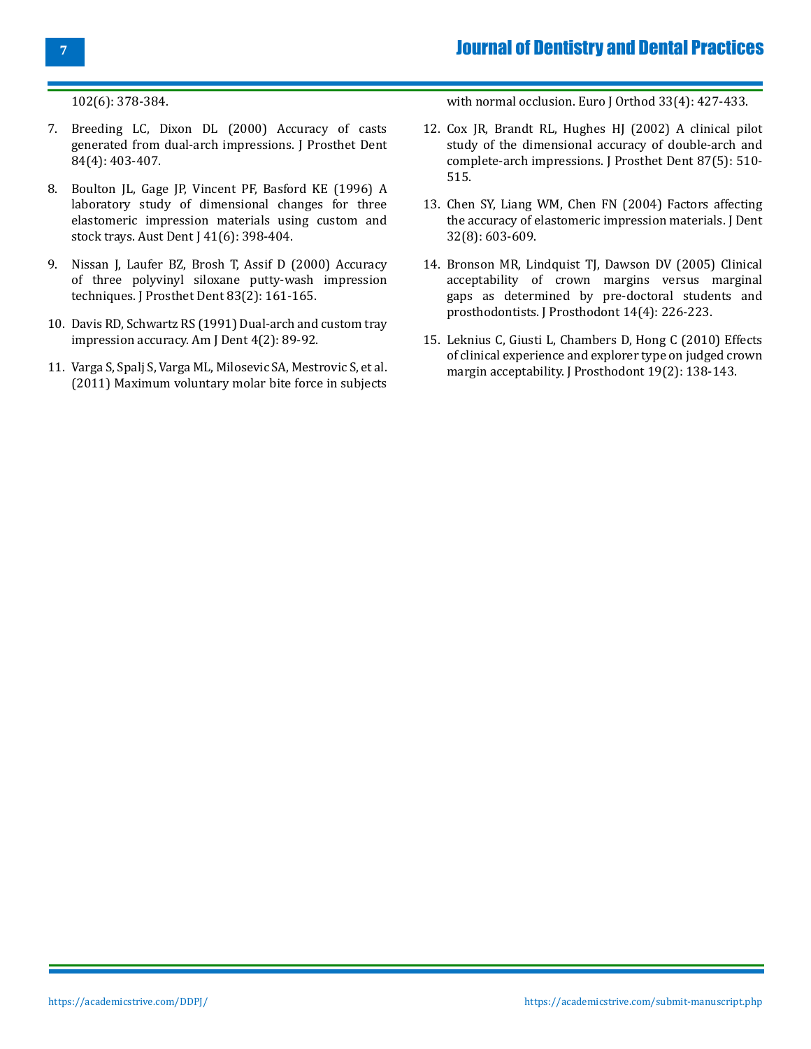102(6): 378-384.

7. Breeding LC, Dixon DL (2000) Accuracy of casts generated from dual-arch impressions. J Prosthet Dent 84(4): 403-407.

8. Boulton JL, Gage JP, Vincent PF, Basford KE (1996) A laboratory study of dimensional changes for three elastomeric impression materials using custom and stock trays. Aust Dent J 41(6): 398-404.

9. Nissan J, Laufer BZ, Brosh T, Assif D (2000) Accuracy of three polyvinyl siloxane putty-wash impression techniques. J Prosthet Dent 83(2): 161-165.

10. Davis RD, Schwartz RS (1991) Dual-arch and custom tray impression accuracy. Am J Dent 4(2): 89-92.

11. Varga S, Spalj S, Varga ML, Milosevic SA, Mestrovic S, et al. (2011) Maximum voluntary molar bite force in subjects with normal occlusion. Euro J Orthod 33(4): 427-433.

12. Cox JR, Brandt RL, Hughes HJ (2002) A clinical pilot study of the dimensional accuracy of double-arch and complete-arch impressions. J Prosthet Dent 87(5): 510-515.

13. Chen SY, Liang WM, Chen FN (2004) Factors affecting the accuracy of elastomeric impression materials. J Dent 32(8): 603-609.

14. Bronson MR, Lindquist TJ, Dawson DV (2005) Clinical acceptability of crown margins versus marginal gaps as determined by pre-doctoral students and prosthodontists. J Prosthodont 14(4): 226-223.

15. Leknius C, Giusti L, Chambers D, Hong C (2010) Effects of clinical experience and explorer type on judged crown margin acceptability. J Prosthodont 19(2): 138-143.